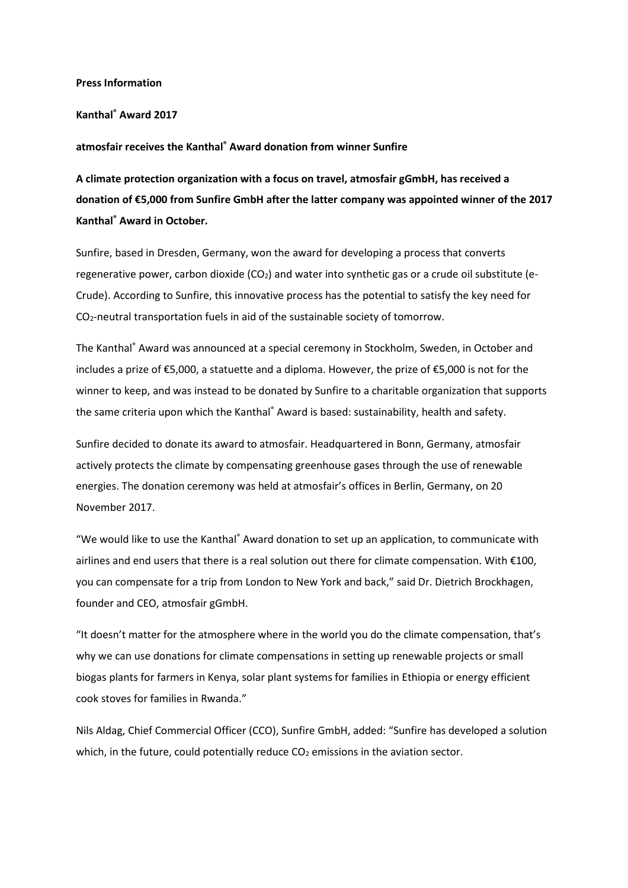**Press Information**

**Kanthal® Award 2017**

**atmosfair receives the Kanthal® Award donation from winner Sunfire**

**A climate protection organization with a focus on travel, atmosfair gGmbH, has received a donation of €5,000 from Sunfire GmbH after the latter company was appointed winner of the 2017 Kanthal® Award in October.**

Sunfire, based in Dresden, Germany, won the award for developing a process that converts regenerative power, carbon dioxide ($CO_2$) and water into synthetic gas or a crude oil substitute (e-Crude). According to Sunfire, this innovative process has the potential to satisfy the key need for $CO_2$-neutral transportation fuels in aid of the sustainable society of tomorrow.

The Kanthal® Award was announced at a special ceremony in Stockholm, Sweden, in October and includes a prize of €5,000, a statuette and a diploma. However, the prize of €5,000 is not for the winner to keep, and was instead to be donated by Sunfire to a charitable organization that supports the same criteria upon which the Kanthal® Award is based: sustainability, health and safety.

Sunfire decided to donate its award to atmosfair. Headquartered in Bonn, Germany, atmosfair actively protects the climate by compensating greenhouse gases through the use of renewable energies. The donation ceremony was held at atmosfair's offices in Berlin, Germany, on 20 November 2017.

"We would like to use the Kanthal® Award donation to set up an application, to communicate with airlines and end users that there is a real solution out there for climate compensation. With €100, you can compensate for a trip from London to New York and back," said Dr. Dietrich Brockhagen, founder and CEO, atmosfair gGmbH.

"It doesn't matter for the atmosphere where in the world you do the climate compensation, that's why we can use donations for climate compensations in setting up renewable projects or small biogas plants for farmers in Kenya, solar plant systems for families in Ethiopia or energy efficient cook stoves for families in Rwanda."

Nils Aldag, Chief Commercial Officer (CCO), Sunfire GmbH, added: "Sunfire has developed a solution which, in the future, could potentially reduce $CO_2$ emissions in the aviation sector.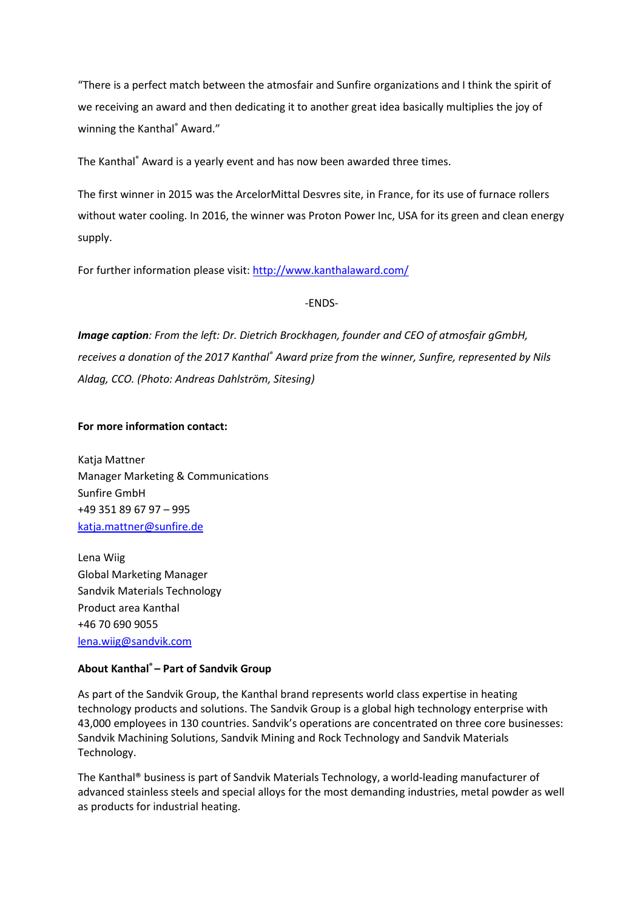"There is a perfect match between the atmosfair and Sunfire organizations and I think the spirit of we receiving an award and then dedicating it to another great idea basically multiplies the joy of winning the Kanthal® Award."

The Kanthal® Award is a yearly event and has now been awarded three times.

The first winner in 2015 was the ArcelorMittal Desvres site, in France, for its use of furnace rollers without water cooling. In 2016, the winner was Proton Power Inc, USA for its green and clean energy supply.

For further information please visit: [http://www.kanthalaward.com/](http://www.kanthalaward.com/)

-ENDS-

***Image caption**: From the left: Dr. Dietrich Brockhagen, founder and CEO of atmosfair gGmbH, receives a donation of the 2017 Kanthal® Award prize from the winner, Sunfire, represented by Nils Aldag, CCO. (Photo: Andreas Dahlström, Sitesing)*

**For more information contact:**

Katja Mattner
Manager Marketing & Communications
Sunfire GmbH
+49 351 89 67 97 – 995
[katja.mattner@sunfire.de](mailto:katja.mattner@sunfire.de)

Lena Wiig
Global Marketing Manager
Sandvik Materials Technology
Product area Kanthal
+46 70 690 9055
[lena.wiig@sandvik.com](mailto:lena.wiig@sandvik.com)

**About Kanthal® – Part of Sandvik Group**

As part of the Sandvik Group, the Kanthal brand represents world class expertise in heating technology products and solutions. The Sandvik Group is a global high technology enterprise with 43,000 employees in 130 countries. Sandvik's operations are concentrated on three core businesses: Sandvik Machining Solutions, Sandvik Mining and Rock Technology and Sandvik Materials Technology.

The Kanthal® business is part of Sandvik Materials Technology, a world-leading manufacturer of advanced stainless steels and special alloys for the most demanding industries, metal powder as well as products for industrial heating.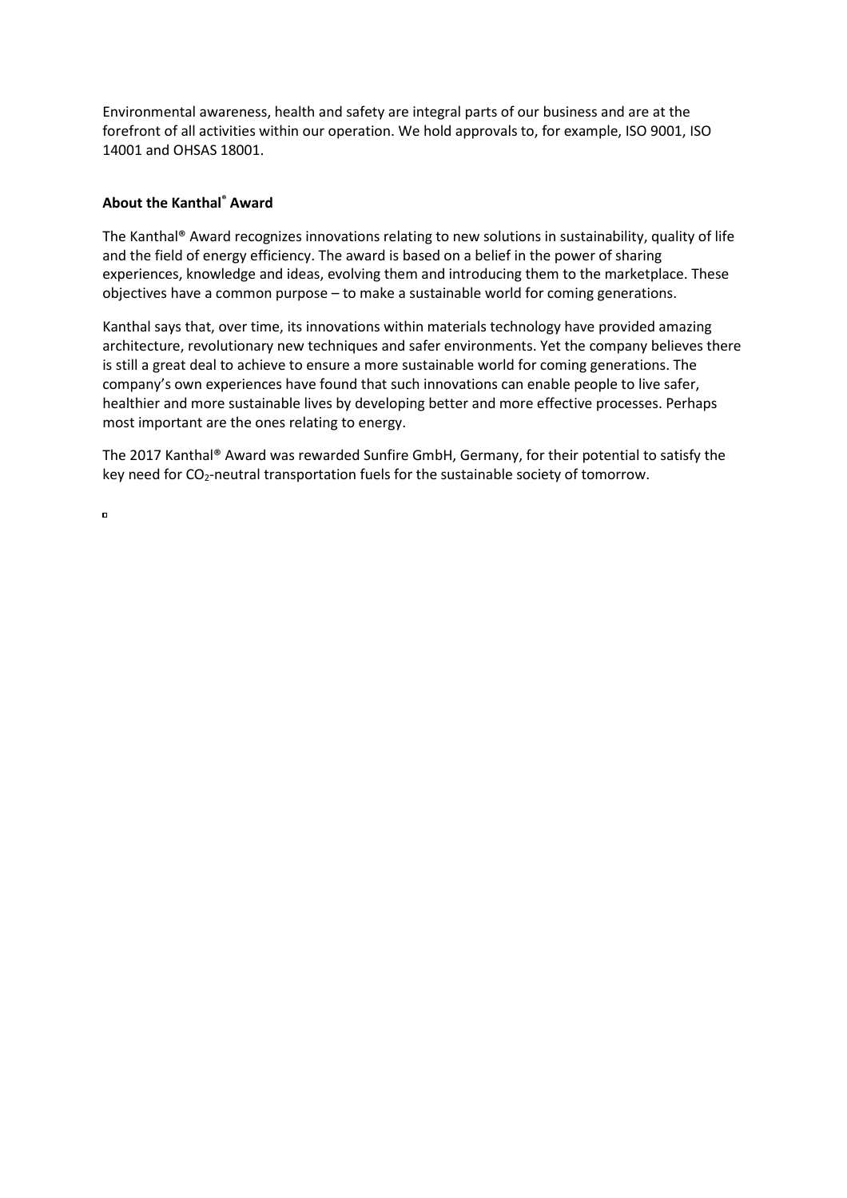Environmental awareness, health and safety are integral parts of our business and are at the forefront of all activities within our operation. We hold approvals to, for example, ISO 9001, ISO 14001 and OHSAS 18001.

**About the Kanthal® Award**

The Kanthal® Award recognizes innovations relating to new solutions in sustainability, quality of life and the field of energy efficiency. The award is based on a belief in the power of sharing experiences, knowledge and ideas, evolving them and introducing them to the marketplace. These objectives have a common purpose – to make a sustainable world for coming generations.

Kanthal says that, over time, its innovations within materials technology have provided amazing architecture, revolutionary new techniques and safer environments. Yet the company believes there is still a great deal to achieve to ensure a more sustainable world for coming generations. The company's own experiences have found that such innovations can enable people to live safer, healthier and more sustainable lives by developing better and more effective processes. Perhaps most important are the ones relating to energy.

The 2017 Kanthal® Award was rewarded Sunfire GmbH, Germany, for their potential to satisfy the key need for $CO_2$-neutral transportation fuels for the sustainable society of tomorrow.